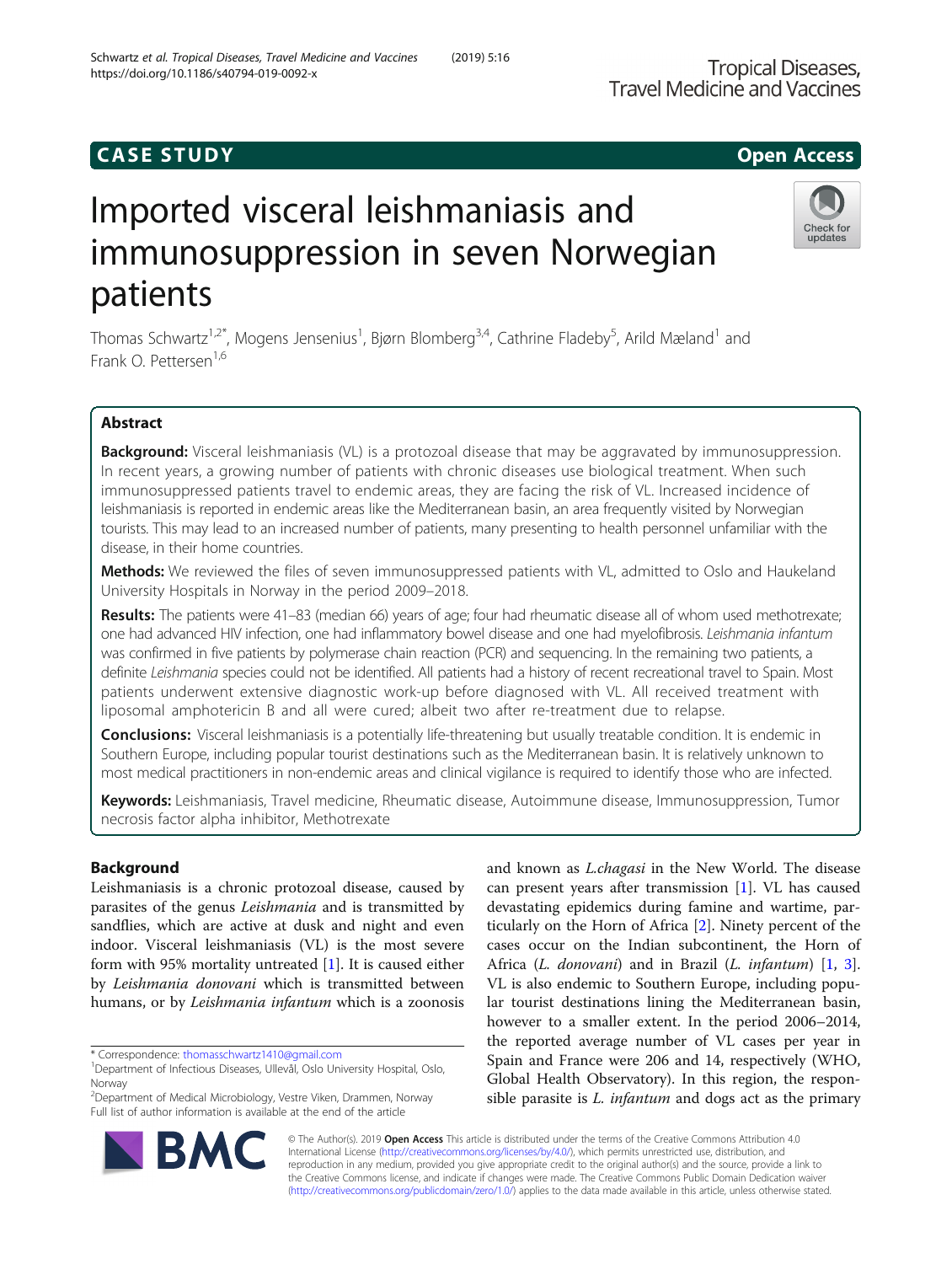CASE STUDY

Open Access

# Imported visceral leishmaniasis and immunosuppression in seven Norwegian patients

Thomas Schwartz[1,2*], Mogens Jensenius[1], Bjørn Blomberg[3,4], Cathrine Fladeby[5], Arild Mæland[1] and Frank O. Pettersen[1,6]

## Abstract

**Background:** Visceral leishmaniasis (VL) is a protozoal disease that may be aggravated by immunosuppression. In recent years, a growing number of patients with chronic diseases use biological treatment. When such immunosuppressed patients travel to endemic areas, they are facing the risk of VL. Increased incidence of leishmaniasis is reported in endemic areas like the Mediterranean basin, an area frequently visited by Norwegian tourists. This may lead to an increased number of patients, many presenting to health personnel unfamiliar with the disease, in their home countries.

**Methods:** We reviewed the files of seven immunosuppressed patients with VL, admitted to Oslo and Haukeland University Hospitals in Norway in the period 2009–2018.

**Results:** The patients were 41–83 (median 66) years of age; four had rheumatic disease all of whom used methotrexate; one had advanced HIV infection, one had inflammatory bowel disease and one had myelofibrosis. *Leishmania infantum* was confirmed in five patients by polymerase chain reaction (PCR) and sequencing. In the remaining two patients, a definite *Leishmania* species could not be identified. All patients had a history of recent recreational travel to Spain. Most patients underwent extensive diagnostic work-up before diagnosed with VL. All received treatment with liposomal amphotericin B and all were cured; albeit two after re-treatment due to relapse.

**Conclusions:** Visceral leishmaniasis is a potentially life-threatening but usually treatable condition. It is endemic in Southern Europe, including popular tourist destinations such as the Mediterranean basin. It is relatively unknown to most medical practitioners in non-endemic areas and clinical vigilance is required to identify those who are infected.

**Keywords:** Leishmaniasis, Travel medicine, Rheumatic disease, Autoimmune disease, Immunosuppression, Tumor necrosis factor alpha inhibitor, Methotrexate

## Background

Leishmaniasis is a chronic protozoal disease, caused by parasites of the genus *Leishmania* and is transmitted by sandflies, which are active at dusk and night and even indoor. Visceral leishmaniasis (VL) is the most severe form with 95% mortality untreated [1]. It is caused either by *Leishmania donovani* which is transmitted between humans, or by *Leishmania infantum* which is a zoonosis and known as *L.chagasi* in the New World. The disease can present years after transmission [1]. VL has caused devastating epidemics during famine and wartime, particularly on the Horn of Africa [2]. Ninety percent of the cases occur on the Indian subcontinent, the Horn of Africa (*L. donovani*) and in Brazil (*L. infantum*) [1, 3]. VL is also endemic to Southern Europe, including popular tourist destinations lining the Mediterranean basin, however to a smaller extent. In the period 2006–2014, the reported average number of VL cases per year in Spain and France were 206 and 14, respectively (WHO, Global Health Observatory). In this region, the responsible parasite is *L. infantum* and dogs act as the primary

\* Correspondence: thomasschwartz1410@gmail.com
[1]Department of Infectious Diseases, Ullevål, Oslo University Hospital, Oslo, Norway
[2]Department of Medical Microbiology, Vestre Viken, Drammen, Norway
Full list of author information is available at the end of the article

© The Author(s). 2019 **Open Access** This article is distributed under the terms of the Creative Commons Attribution 4.0 International License (http://creativecommons.org/licenses/by/4.0/), which permits unrestricted use, distribution, and reproduction in any medium, provided you give appropriate credit to the original author(s) and the source, provide a link to the Creative Commons license, and indicate if changes were made. The Creative Commons Public Domain Dedication waiver (http://creativecommons.org/publicdomain/zero/1.0/) applies to the data made available in this article, unless otherwise stated.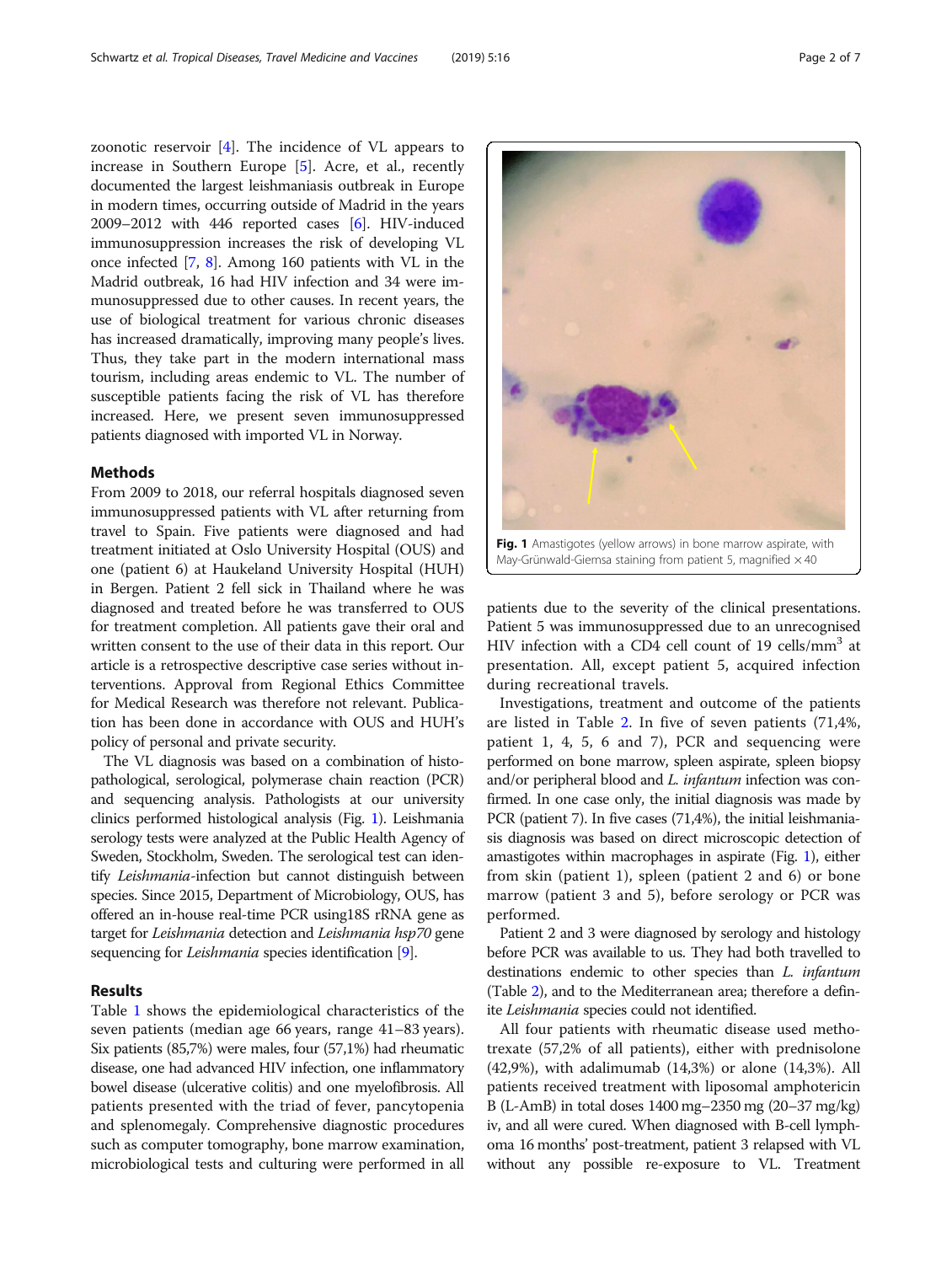zoonotic reservoir [4]. The incidence of VL appears to increase in Southern Europe [5]. Acre, et al., recently documented the largest leishmaniasis outbreak in Europe in modern times, occurring outside of Madrid in the years 2009–2012 with 446 reported cases [6]. HIV-induced immunosuppression increases the risk of developing VL once infected [7, 8]. Among 160 patients with VL in the Madrid outbreak, 16 had HIV infection and 34 were immunosuppressed due to other causes. In recent years, the use of biological treatment for various chronic diseases has increased dramatically, improving many people's lives. Thus, they take part in the modern international mass tourism, including areas endemic to VL. The number of susceptible patients facing the risk of VL has therefore increased. Here, we present seven immunosuppressed patients diagnosed with imported VL in Norway.

## Methods

From 2009 to 2018, our referral hospitals diagnosed seven immunosuppressed patients with VL after returning from travel to Spain. Five patients were diagnosed and had treatment initiated at Oslo University Hospital (OUS) and one (patient 6) at Haukeland University Hospital (HUH) in Bergen. Patient 2 fell sick in Thailand where he was diagnosed and treated before he was transferred to OUS for treatment completion. All patients gave their oral and written consent to the use of their data in this report. Our article is a retrospective descriptive case series without interventions. Approval from Regional Ethics Committee for Medical Research was therefore not relevant. Publication has been done in accordance with OUS and HUH's policy of personal and private security.

The VL diagnosis was based on a combination of histopathological, serological, polymerase chain reaction (PCR) and sequencing analysis. Pathologists at our university clinics performed histological analysis (Fig. 1). Leishmania serology tests were analyzed at the Public Health Agency of Sweden, Stockholm, Sweden. The serological test can identify *Leishmania*-infection but cannot distinguish between species. Since 2015, Department of Microbiology, OUS, has offered an in-house real-time PCR using18S rRNA gene as target for *Leishmania* detection and *Leishmania hsp70* gene sequencing for *Leishmania* species identification [9].

## Results

Table 1 shows the epidemiological characteristics of the seven patients (median age 66 years, range 41–83 years). Six patients (85,7%) were males, four (57,1%) had rheumatic disease, one had advanced HIV infection, one inflammatory bowel disease (ulcerative colitis) and one myelofibrosis. All patients presented with the triad of fever, pancytopenia and splenomegaly. Comprehensive diagnostic procedures such as computer tomography, bone marrow examination, microbiological tests and culturing were performed in all patients due to the severity of the clinical presentations. Patient 5 was immunosuppressed due to an unrecognised HIV infection with a CD4 cell count of 19 cells/mm$^3$ at presentation. All, except patient 5, acquired infection during recreational travels.

**Fig. 1** Amastigotes (yellow arrows) in bone marrow aspirate, with May-Grünwald-Giemsa staining from patient 5, magnified × 40

Investigations, treatment and outcome of the patients are listed in Table 2. In five of seven patients (71,4%, patient 1, 4, 5, 6 and 7), PCR and sequencing were performed on bone marrow, spleen aspirate, spleen biopsy and/or peripheral blood and *L. infantum* infection was confirmed. In one case only, the initial diagnosis was made by PCR (patient 7). In five cases (71,4%), the initial leishmaniasis diagnosis was based on direct microscopic detection of amastigotes within macrophages in aspirate (Fig. 1), either from skin (patient 1), spleen (patient 2 and 6) or bone marrow (patient 3 and 5), before serology or PCR was performed.

Patient 2 and 3 were diagnosed by serology and histology before PCR was available to us. They had both travelled to destinations endemic to other species than *L. infantum* (Table 2), and to the Mediterranean area; therefore a definite *Leishmania* species could not identified.

All four patients with rheumatic disease used methotrexate (57,2% of all patients), either with prednisolone (42,9%), with adalimumab (14,3%) or alone (14,3%). All patients received treatment with liposomal amphotericin B (L-AmB) in total doses 1400 mg–2350 mg (20–37 mg/kg) iv, and all were cured. When diagnosed with B-cell lymphoma 16 months' post-treatment, patient 3 relapsed with VL without any possible re-exposure to VL. Treatment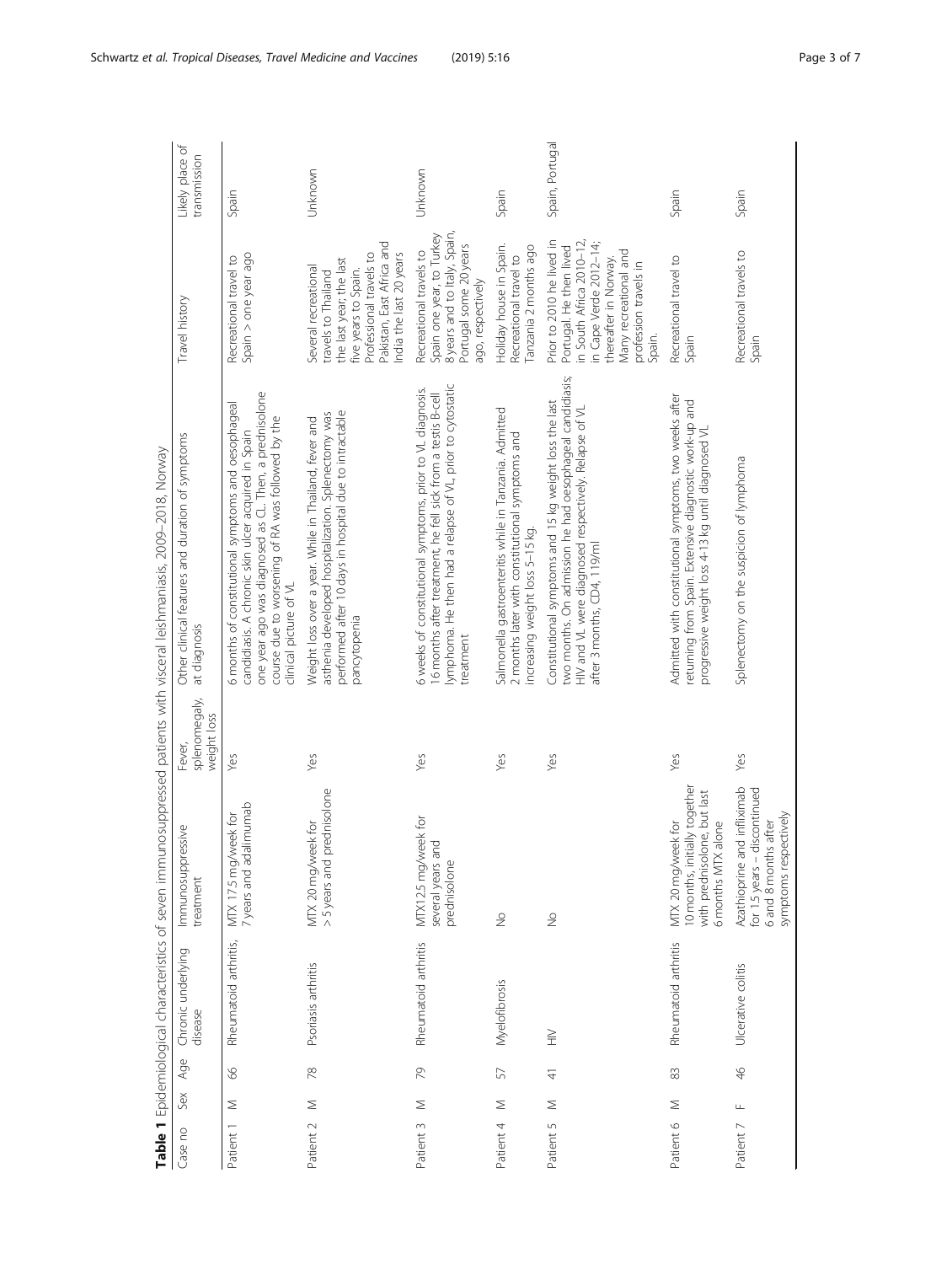**Table 1** Epidemiological characteristics of seven immunosuppressed patients with visceral leishmaniasis, 2009–2018, Norway

| Case no | Sex | Age | Chronic underlying disease | Immunosuppressive treatment | Fever, splenomegaly, weight loss | Other clinical features and duration of symptoms at diagnosis | Travel history | Likely place of transmission |
|---|---|---|---|---|---|---|---|---|
| Patient 1 | M | 66 | Rheumatoid arthritis, | MTX 17.5 mg/week for 7 years and adalimumab | Yes | 6 months of constitutional symptoms and oesophageal candidiasis. A chronic skin ulcer acquired in Spain one year ago was diagnosed as CL. Then, a prednisolone course due to worsening of RA was followed by the clinical picture of VL | Recreational travel to Spain > one year ago | Spain |
| Patient 2 | M | 78 | Psoriasis arthritis | MTX 20 mg/week for > 5 years and prednisolone | Yes | Weight loss over a year. While in Thailand, fever and asthenia developed hospitalization. Splenectomy was performed after 10 days in hospital due to intractable pancytopenia | Several recreational travels to Thailand the last year; the last five years to Spain. Professional travels to Pakistan, East Africa and India the last 20 years | Unknown |
| Patient 3 | M | 79 | Rheumatoid arthritis | MTX12.5 mg/week for several years and prednisolone | Yes | 6 weeks of constitutional symptoms, prior to VL diagnosis. 16 months after treatment, he fell sick from a testis B-cell lymphoma. He then had a relapse of VL, prior to cytostatic treatment | Recreational travels to Spain one year, to Turkey 8 years and to Italy, Spain, Portugal some 20 years ago, respectively | Unknown |
| Patient 4 | M | 57 | Myelofibrosis | No | Yes | Salmonella gastroenteritis while in Tanzania. Admitted 2 months later with constitutional symptoms and increasing weight loss 5–15 kg. | Holiday house in Spain. Recreational travel to Tanzania 2 months ago | Spain |
| Patient 5 | M | 41 | HIV | No | Yes | Constitutional symptoms and 15 kg weight loss the last two months. On admission he had oesophageal candidiasis; HIV and VL were diagnosed respectively. Relapse of VL after 3 months, CD4, 119/ml | Prior to 2010 he lived in Portugal. He then lived in South Africa 2010–12, in Cape Verde 2012–14; thereafter in Norway. Many recreational and profession travels in Spain. | Spain, Portugal |
| Patient 6 | M | 83 | Rheumatoid arthritis | MTX 20 mg/week for 10 months, initially together with prednisolone, but last 6 months MTX alone | Yes | Admitted with constitutional symptoms, two weeks after returning from Spain. Extensive diagnostic work-up and progressive weight loss 4-13 kg until diagnosed VL | Recreational travel to Spain | Spain |
| Patient 7 | F | 46 | Ulcerative colitis | Azathioprine and infliximab for 1.5 years – discontinued 6 and 8 months after symptoms respectively | Yes | Splenectomy on the suspicion of lymphoma | Recreational travels to Spain | Spain |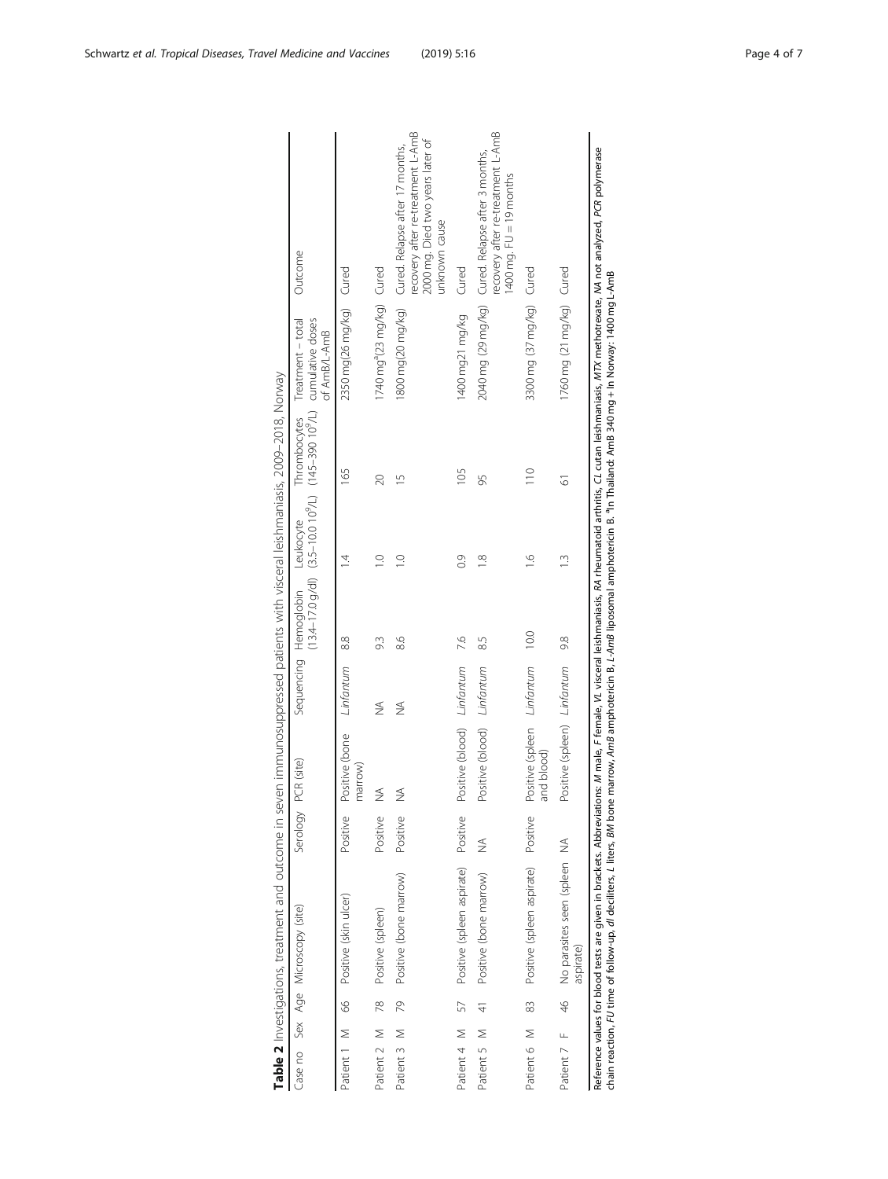**Table 2** Investigations, treatment and outcome in seven immunosuppressed patients with visceral leishmaniasis, 2009–2018, Norway

| Case no | Sex | Age | Microscopy (site) | Serology | PCR (site) | Sequencing | Hemoglobin (13.4–17.0 g/dl) | Leukocyte (3.5–10.0 $10^9$/L) | Thrombocytes (145–390 $10^9$/L) | Treatment – total cumulative doses of AmB/L-AmB | Outcome |
|---|---|---|---|---|---|---|---|---|---|---|---|
| Patient 1 | M | 66 | Positive (skin ulcer) | Positive | Positive (bone marrow) | *L.infantum* | 8.8 | 1.4 | 165 | 2350 mg(26 mg/kg) | Cured |
| Patient 2 | M | 78 | Positive (spleen) | Positive | NA | NA | 9.3 | 1.0 | 20 | 1740 mg[a](23 mg/kg) | Cured |
| Patient 3 | M | 79 | Positive (bone marrow) | Positive | NA | NA | 8.6 | 1.0 | 15 | 1800 mg(20 mg/kg) | Cured. Relapse after 17 months, recovery after re-treatment L-AmB 2000 mg. Died two years later of unknown cause |
| Patient 4 | M | 57 | Positive (spleen aspirate) | Positive | Positive (blood) | *L.infantum* | 7.6 | 0.9 | 105 | 1400 mg21 mg/kg | Cured |
| Patient 5 | M | 41 | Positive (bone marrow) | NA | Positive (blood) | *L.infantum* | 8.5 | 1.8 | 95 | 2040 mg (29 mg/kg) | Cured. Relapse after 3 months, recovery after re-treatment L-AmB 1400 mg. FU = 19 months |
| Patient 6 | M | 83 | Positive (spleen aspirate) | Positive | Positive (spleen and blood) | *L.infantum* | 10.0 | 1.6 | 110 | 3300 mg (37 mg/kg) | Cured |
| Patient 7 | F | 46 | No parasites seen (spleen aspirate) | NA | Positive (spleen) | *L.infantum* | 9.8 | 1.3 | 61 | 1760 mg (21 mg/kg) | Cured |

Reference values for blood tests are given in brackets. Abbreviations: *M* male, *F* female, *VL* visceral leishmaniasis, *RA* rheumatoid arthritis, *CL* cutan leishmaniasis, *MTX* methotrexate, *NA* not analyzed, *PCR* polymerase chain reaction, *FU* time of follow-up, *dl* deciliters, *L* liters, *BM* bone marrow, *AmB* amphotericin B, *L-AmB* liposomal amphotericin B. [a]In Thailand: AmB 340 mg + In Norway: 1400 mg L-AmB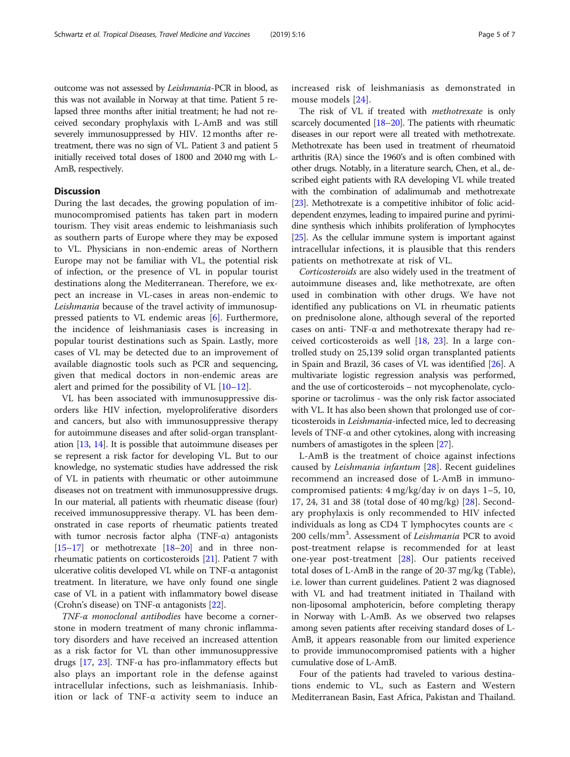outcome was not assessed by *Leishmania*-PCR in blood, as this was not available in Norway at that time. Patient 5 relapsed three months after initial treatment; he had not received secondary prophylaxis with L-AmB and was still severely immunosuppressed by HIV. 12 months after retreatment, there was no sign of VL. Patient 3 and patient 5 initially received total doses of 1800 and 2040 mg with L-AmB, respectively.

## Discussion

During the last decades, the growing population of immunocompromised patients has taken part in modern tourism. They visit areas endemic to leishmaniasis such as southern parts of Europe where they may be exposed to VL. Physicians in non-endemic areas of Northern Europe may not be familiar with VL, the potential risk of infection, or the presence of VL in popular tourist destinations along the Mediterranean. Therefore, we expect an increase in VL-cases in areas non-endemic to *Leishmania* because of the travel activity of immunosuppressed patients to VL endemic areas [6]. Furthermore, the incidence of leishmaniasis cases is increasing in popular tourist destinations such as Spain. Lastly, more cases of VL may be detected due to an improvement of available diagnostic tools such as PCR and sequencing, given that medical doctors in non-endemic areas are alert and primed for the possibility of VL [10–12].

VL has been associated with immunosuppressive disorders like HIV infection, myeloproliferative disorders and cancers, but also with immunosuppressive therapy for autoimmune diseases and after solid-organ transplantation [13, 14]. It is possible that autoimmune diseases per se represent a risk factor for developing VL. But to our knowledge, no systematic studies have addressed the risk of VL in patients with rheumatic or other autoimmune diseases not on treatment with immunosuppressive drugs. In our material, all patients with rheumatic disease (four) received immunosuppressive therapy. VL has been demonstrated in case reports of rheumatic patients treated with tumor necrosis factor alpha (TNF-α) antagonists [15–17] or methotrexate [18–20] and in three non-rheumatic patients on corticosteroids [21]. Patient 7 with ulcerative colitis developed VL while on TNF-α antagonist treatment. In literature, we have only found one single case of VL in a patient with inflammatory bowel disease (Crohn's disease) on TNF-α antagonists [22].

*TNF-α monoclonal antibodies* have become a cornerstone in modern treatment of many chronic inflammatory disorders and have received an increased attention as a risk factor for VL than other immunosuppressive drugs [17, 23]. TNF-α has pro-inflammatory effects but also plays an important role in the defense against intracellular infections, such as leishmaniasis. Inhibition or lack of TNF-α activity seem to induce an increased risk of leishmaniasis as demonstrated in mouse models [24].

The risk of VL if treated with *methotrexate* is only scarcely documented [18–20]. The patients with rheumatic diseases in our report were all treated with methotrexate. Methotrexate has been used in treatment of rheumatoid arthritis (RA) since the 1960's and is often combined with other drugs. Notably, in a literature search, Chen, et al., described eight patients with RA developing VL while treated with the combination of adalimumab and methotrexate [23]. Methotrexate is a competitive inhibitor of folic acid-dependent enzymes, leading to impaired purine and pyrimidine synthesis which inhibits proliferation of lymphocytes [25]. As the cellular immune system is important against intracellular infections, it is plausible that this renders patients on methotrexate at risk of VL.

*Corticosteroids* are also widely used in the treatment of autoimmune diseases and, like methotrexate, are often used in combination with other drugs. We have not identified any publications on VL in rheumatic patients on prednisolone alone, although several of the reported cases on anti- TNF-α and methotrexate therapy had received corticosteroids as well [18, 23]. In a large controlled study on 25,139 solid organ transplanted patients in Spain and Brazil, 36 cases of VL was identified [26]. A multivariate logistic regression analysis was performed, and the use of corticosteroids – not mycophenolate, cyclosporine or tacrolimus - was the only risk factor associated with VL. It has also been shown that prolonged use of corticosteroids in *Leishmania*-infected mice, led to decreasing levels of TNF-α and other cytokines, along with increasing numbers of amastigotes in the spleen [27].

L-AmB is the treatment of choice against infections caused by *Leishmania infantum* [28]. Recent guidelines recommend an increased dose of L-AmB in immunocompromised patients: 4 mg/kg/day iv on days 1–5, 10, 17, 24, 31 and 38 (total dose of 40 mg/kg) [28]. Secondary prophylaxis is only recommended to HIV infected individuals as long as CD4 T lymphocytes counts are < 200 cells/mm$^3$. Assessment of *Leishmania* PCR to avoid post-treatment relapse is recommended for at least one-year post-treatment [28]. Our patients received total doses of L-AmB in the range of 20-37 mg/kg (Table), i.e. lower than current guidelines. Patient 2 was diagnosed with VL and had treatment initiated in Thailand with non-liposomal amphotericin, before completing therapy in Norway with L-AmB. As we observed two relapses among seven patients after receiving standard doses of L-AmB, it appears reasonable from our limited experience to provide immunocompromised patients with a higher cumulative dose of L-AmB.

Four of the patients had traveled to various destinations endemic to VL, such as Eastern and Western Mediterranean Basin, East Africa, Pakistan and Thailand.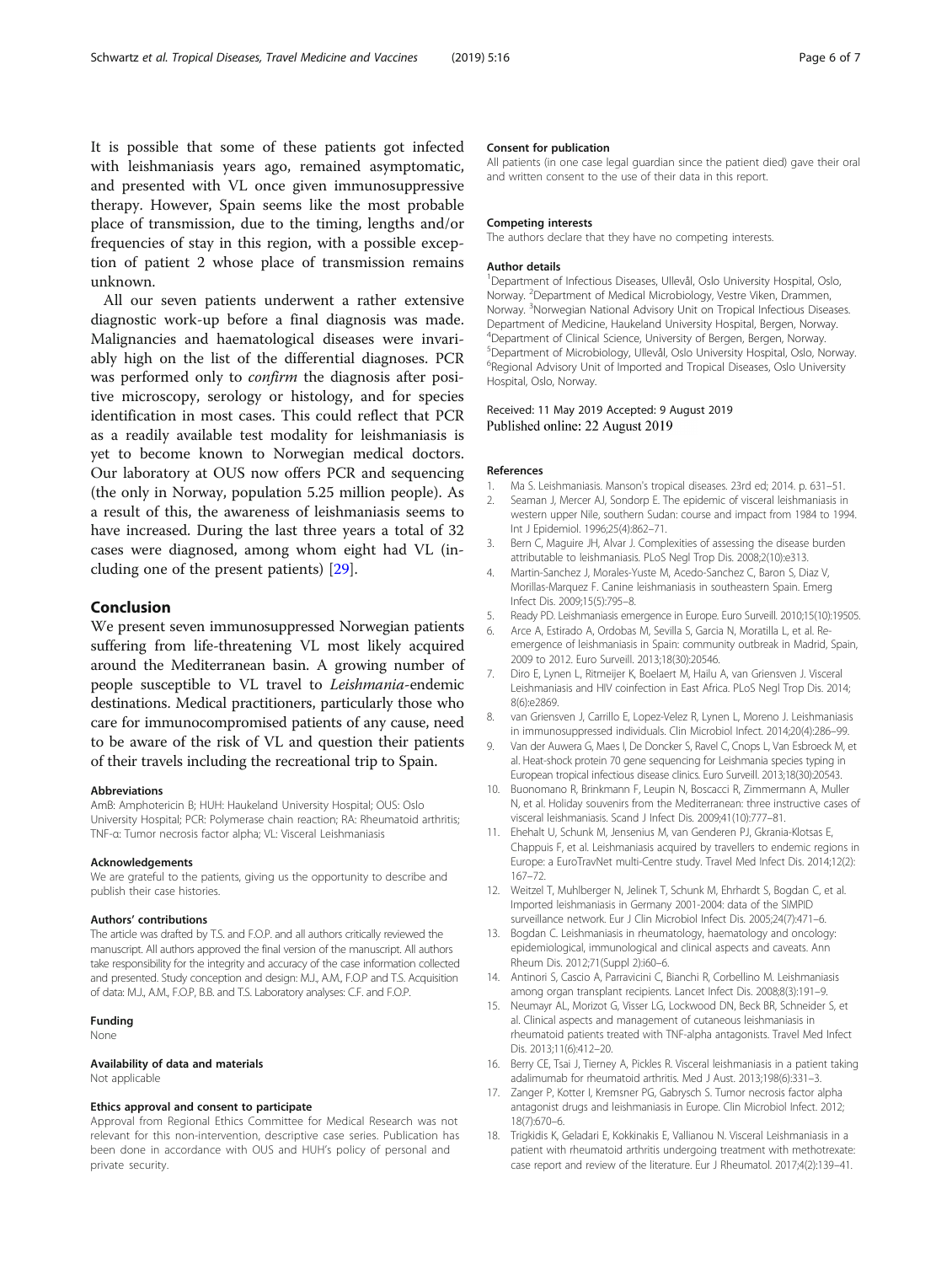It is possible that some of these patients got infected with leishmaniasis years ago, remained asymptomatic, and presented with VL once given immunosuppressive therapy. However, Spain seems like the most probable place of transmission, due to the timing, lengths and/or frequencies of stay in this region, with a possible exception of patient 2 whose place of transmission remains unknown.

All our seven patients underwent a rather extensive diagnostic work-up before a final diagnosis was made. Malignancies and haematological diseases were invariably high on the list of the differential diagnoses. PCR was performed only to *confirm* the diagnosis after positive microscopy, serology or histology, and for species identification in most cases. This could reflect that PCR as a readily available test modality for leishmaniasis is yet to become known to Norwegian medical doctors. Our laboratory at OUS now offers PCR and sequencing (the only in Norway, population 5.25 million people). As a result of this, the awareness of leishmaniasis seems to have increased. During the last three years a total of 32 cases were diagnosed, among whom eight had VL (including one of the present patients) [29].

## Conclusion

We present seven immunosuppressed Norwegian patients suffering from life-threatening VL most likely acquired around the Mediterranean basin. A growing number of people susceptible to VL travel to *Leishmania*-endemic destinations. Medical practitioners, particularly those who care for immunocompromised patients of any cause, need to be aware of the risk of VL and question their patients of their travels including the recreational trip to Spain.

#### Abbreviations

AmB: Amphotericin B; HUH: Haukeland University Hospital; OUS: Oslo University Hospital; PCR: Polymerase chain reaction; RA: Rheumatoid arthritis; TNF-α: Tumor necrosis factor alpha; VL: Visceral Leishmaniasis

#### Acknowledgements

We are grateful to the patients, giving us the opportunity to describe and publish their case histories.

#### Authors' contributions

The article was drafted by T.S. and F.O.P. and all authors critically reviewed the manuscript. All authors approved the final version of the manuscript. All authors take responsibility for the integrity and accuracy of the case information collected and presented. Study conception and design: M.J., A.M., F.O.P and T.S. Acquisition of data: M.J., A.M., F.O.P, B.B. and T.S. Laboratory analyses: C.F. and F.O.P.

#### Funding

None

#### Availability of data and materials

Not applicable

#### Ethics approval and consent to participate

Approval from Regional Ethics Committee for Medical Research was not relevant for this non-intervention, descriptive case series. Publication has been done in accordance with OUS and HUH's policy of personal and private security.

#### Consent for publication

All patients (in one case legal guardian since the patient died) gave their oral and written consent to the use of their data in this report.

#### Competing interests

The authors declare that they have no competing interests.

#### Author details

[1]Department of Infectious Diseases, Ullevål, Oslo University Hospital, Oslo, Norway. [2]Department of Medical Microbiology, Vestre Viken, Drammen, Norway. [3]Norwegian National Advisory Unit on Tropical Infectious Diseases. Department of Medicine, Haukeland University Hospital, Bergen, Norway. [4]Department of Clinical Science, University of Bergen, Bergen, Norway. [5]Department of Microbiology, Ullevål, Oslo University Hospital, Oslo, Norway. [6]Regional Advisory Unit of Imported and Tropical Diseases, Oslo University Hospital, Oslo, Norway.

Received: 11 May 2019 Accepted: 9 August 2019
Published online: 22 August 2019

#### References

1. Ma S. Leishmaniasis. Manson's tropical diseases. 23rd ed; 2014. p. 631–51.
2. Seaman J, Mercer AJ, Sondorp E. The epidemic of visceral leishmaniasis in western upper Nile, southern Sudan: course and impact from 1984 to 1994. Int J Epidemiol. 1996;25(4):862–71.
3. Bern C, Maguire JH, Alvar J. Complexities of assessing the disease burden attributable to leishmaniasis. PLoS Negl Trop Dis. 2008;2(10):e313.
4. Martin-Sanchez J, Morales-Yuste M, Acedo-Sanchez C, Baron S, Diaz V, Morillas-Marquez F. Canine leishmaniasis in southeastern Spain. Emerg Infect Dis. 2009;15(5):795–8.
5. Ready PD. Leishmaniasis emergence in Europe. Euro Surveill. 2010;15(10):19505.
6. Arce A, Estirado A, Ordobas M, Sevilla S, Garcia N, Moratilla L, et al. Re-emergence of leishmaniasis in Spain: community outbreak in Madrid, Spain, 2009 to 2012. Euro Surveill. 2013;18(30):20546.
7. Diro E, Lynen L, Ritmeijer K, Boelaert M, Hailu A, van Griensven J. Visceral Leishmaniasis and HIV coinfection in East Africa. PLoS Negl Trop Dis. 2014;8(6):e2869.
8. van Griensven J, Carrillo E, Lopez-Velez R, Lynen L, Moreno J. Leishmaniasis in immunosuppressed individuals. Clin Microbiol Infect. 2014;20(4):286–99.
9. Van der Auwera G, Maes I, De Doncker S, Ravel C, Cnops L, Van Esbroeck M, et al. Heat-shock protein 70 gene sequencing for Leishmania species typing in European tropical infectious disease clinics. Euro Surveill. 2013;18(30):20543.
10. Buonomano R, Brinkmann F, Leupin N, Boscacci R, Zimmermann A, Muller N, et al. Holiday souvenirs from the Mediterranean: three instructive cases of visceral leishmaniasis. Scand J Infect Dis. 2009;41(10):777–81.
11. Ehehalt U, Schunk M, Jensenius M, van Genderen PJ, Gkrania-Klotsas E, Chappuis F, et al. Leishmaniasis acquired by travellers to endemic regions in Europe: a EuroTravNet multi-Centre study. Travel Med Infect Dis. 2014;12(2):167–72.
12. Weitzel T, Muhlberger N, Jelinek T, Schunk M, Ehrhardt S, Bogdan C, et al. Imported leishmaniasis in Germany 2001-2004: data of the SIMPID surveillance network. Eur J Clin Microbiol Infect Dis. 2005;24(7):471–6.
13. Bogdan C. Leishmaniasis in rheumatology, haematology and oncology: epidemiological, immunological and clinical aspects and caveats. Ann Rheum Dis. 2012;71(Suppl 2):i60–6.
14. Antinori S, Cascio A, Parravicini C, Bianchi R, Corbellino M. Leishmaniasis among organ transplant recipients. Lancet Infect Dis. 2008;8(3):191–9.
15. Neumayr AL, Morizot G, Visser LG, Lockwood DN, Beck BR, Schneider S, et al. Clinical aspects and management of cutaneous leishmaniasis in rheumatoid patients treated with TNF-alpha antagonists. Travel Med Infect Dis. 2013;11(6):412–20.
16. Berry CE, Tsai J, Tierney A, Pickles R. Visceral leishmaniasis in a patient taking adalimumab for rheumatoid arthritis. Med J Aust. 2013;198(6):331–3.
17. Zanger P, Kotter I, Kremsner PG, Gabrysch S. Tumor necrosis factor alpha antagonist drugs and leishmaniasis in Europe. Clin Microbiol Infect. 2012;18(7):670–6.
18. Trigkidis K, Geladari E, Kokkinakis E, Vallianou N. Visceral Leishmaniasis in a patient with rheumatoid arthritis undergoing treatment with methotrexate: case report and review of the literature. Eur J Rheumatol. 2017;4(2):139–41.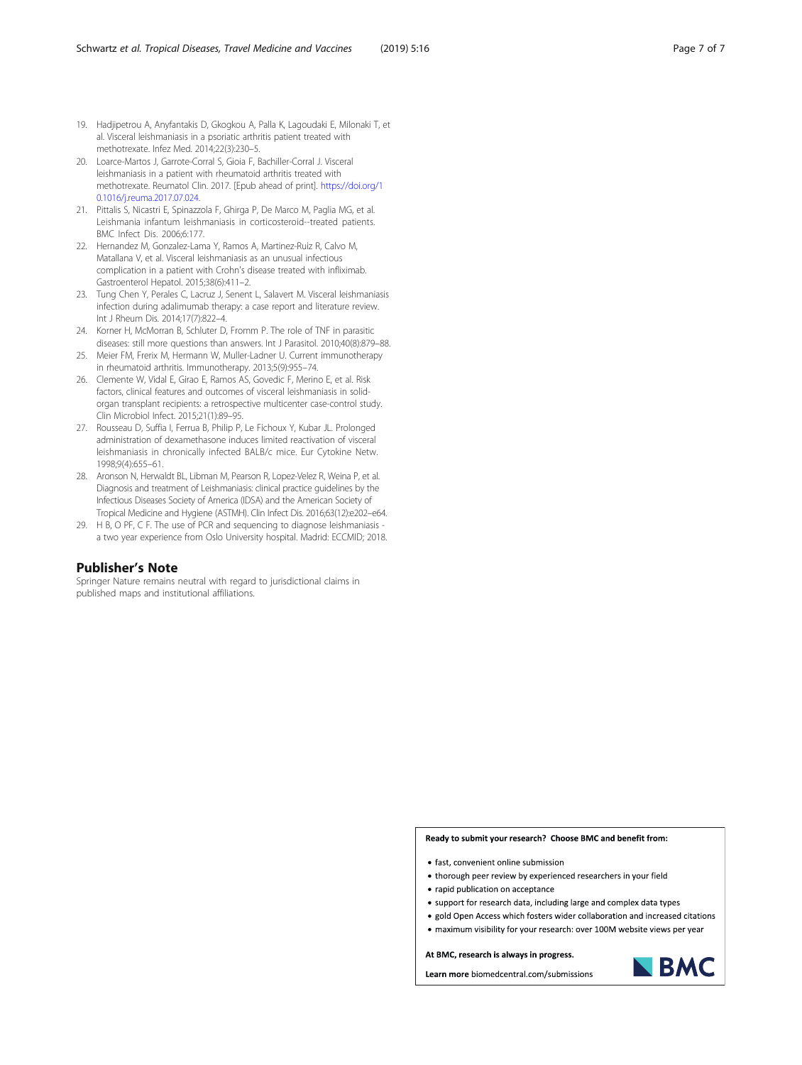19. Hadjipetrou A, Anyfantakis D, Gkogkou A, Palla K, Lagoudaki E, Milonaki T, et al. Visceral leishmaniasis in a psoriatic arthritis patient treated with methotrexate. Infez Med. 2014;22(3):230–5.
20. Loarce-Martos J, Garrote-Corral S, Gioia F, Bachiller-Corral J. Visceral leishmaniasis in a patient with rheumatoid arthritis treated with methotrexate. Reumatol Clin. 2017. [Epub ahead of print]. https://doi.org/10.1016/j.reuma.2017.07.024.
21. Pittalis S, Nicastri E, Spinazzola F, Ghirga P, De Marco M, Paglia MG, et al. Leishmania infantum leishmaniasis in corticosteroid--treated patients. BMC Infect Dis. 2006;6:177.
22. Hernandez M, Gonzalez-Lama Y, Ramos A, Martinez-Ruiz R, Calvo M, Matallana V, et al. Visceral leishmaniasis as an unusual infectious complication in a patient with Crohn's disease treated with infliximab. Gastroenterol Hepatol. 2015;38(6):411–2.
23. Tung Chen Y, Perales C, Lacruz J, Senent L, Salavert M. Visceral leishmaniasis infection during adalimumab therapy: a case report and literature review. Int J Rheum Dis. 2014;17(7):822–4.
24. Korner H, McMorran B, Schluter D, Fromm P. The role of TNF in parasitic diseases: still more questions than answers. Int J Parasitol. 2010;40(8):879–88.
25. Meier FM, Frerix M, Hermann W, Muller-Ladner U. Current immunotherapy in rheumatoid arthritis. Immunotherapy. 2013;5(9):955–74.
26. Clemente W, Vidal E, Girao E, Ramos AS, Govedic F, Merino E, et al. Risk factors, clinical features and outcomes of visceral leishmaniasis in solid-organ transplant recipients: a retrospective multicenter case-control study. Clin Microbiol Infect. 2015;21(1):89–95.
27. Rousseau D, Suffia I, Ferrua B, Philip P, Le Fichoux Y, Kubar JL. Prolonged administration of dexamethasone induces limited reactivation of visceral leishmaniasis in chronically infected BALB/c mice. Eur Cytokine Netw. 1998;9(4):655–61.
28. Aronson N, Herwaldt BL, Libman M, Pearson R, Lopez-Velez R, Weina P, et al. Diagnosis and treatment of Leishmaniasis: clinical practice guidelines by the Infectious Diseases Society of America (IDSA) and the American Society of Tropical Medicine and Hygiene (ASTMH). Clin Infect Dis. 2016;63(12):e202–e64.
29. H B, O PF, C F. The use of PCR and sequencing to diagnose leishmaniasis - a two year experience from Oslo University hospital. Madrid: ECCMID; 2018.

## Publisher's Note

Springer Nature remains neutral with regard to jurisdictional claims in published maps and institutional affiliations.

**Ready to submit your research? Choose BMC and benefit from:**

- fast, convenient online submission
- thorough peer review by experienced researchers in your field
- rapid publication on acceptance
- support for research data, including large and complex data types
- gold Open Access which fosters wider collaboration and increased citations
- maximum visibility for your research: over 100M website views per year

**At BMC, research is always in progress.**

**Learn more** biomedcentral.com/submissions

BMC